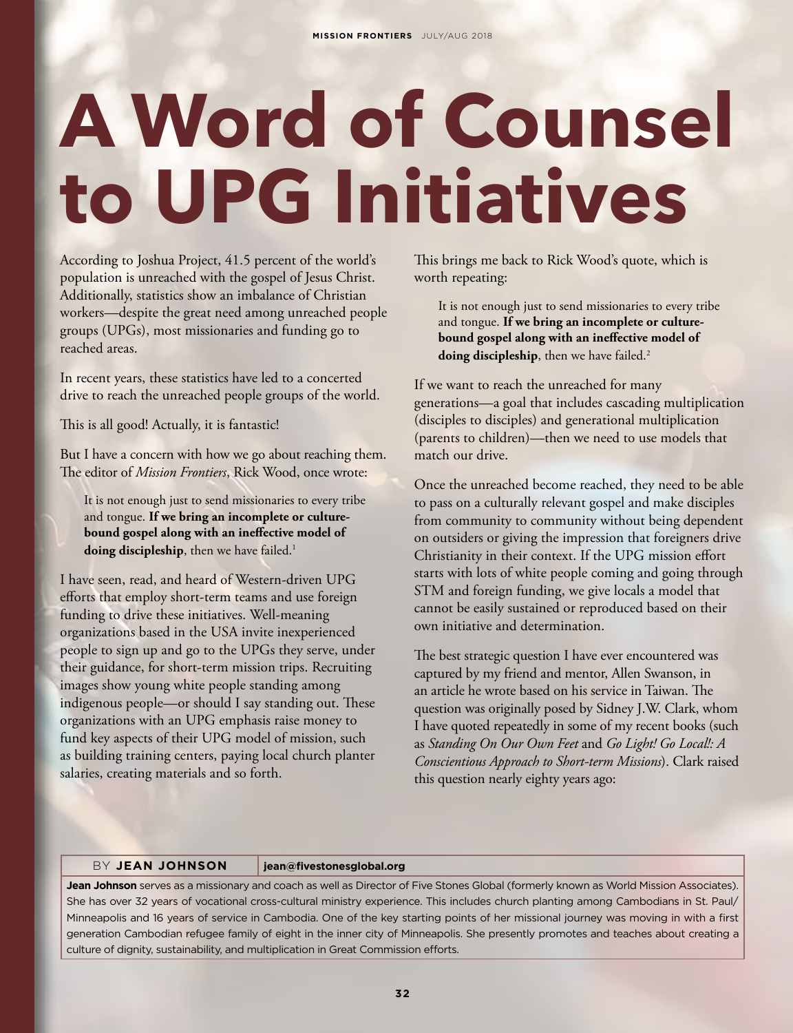# A Word of Counsel to UPG Initiatives

According to Joshua Project, 41.5 percent of the world's population is unreached with the gospel of Jesus Christ. Additionally, statistics show an imbalance of Christian workers—despite the great need among unreached people groups (UPGs), most missionaries and funding go to reached areas.

In recent years, these statistics have led to a concerted drive to reach the unreached people groups of the world.

This is all good! Actually, it is fantastic!

But I have a concern with how we go about reaching them. The editor of *Mission Frontiers*, Rick Wood, once wrote:

> It is not enough just to send missionaries to every tribe and tongue. **If we bring an incomplete or culture-bound gospel along with an ineffective model of doing discipleship**, then we have failed.[1]

I have seen, read, and heard of Western-driven UPG efforts that employ short-term teams and use foreign funding to drive these initiatives. Well-meaning organizations based in the USA invite inexperienced people to sign up and go to the UPGs they serve, under their guidance, for short-term mission trips. Recruiting images show young white people standing among indigenous people—or should I say standing out. These organizations with an UPG emphasis raise money to fund key aspects of their UPG model of mission, such as building training centers, paying local church planter salaries, creating materials and so forth.

This brings me back to Rick Wood's quote, which is worth repeating:

> It is not enough just to send missionaries to every tribe and tongue. **If we bring an incomplete or culture-bound gospel along with an ineffective model of doing discipleship**, then we have failed.[2]

If we want to reach the unreached for many generations—a goal that includes cascading multiplication (disciples to disciples) and generational multiplication (parents to children)—then we need to use models that match our drive.

Once the unreached become reached, they need to be able to pass on a culturally relevant gospel and make disciples from community to community without being dependent on outsiders or giving the impression that foreigners drive Christianity in their context. If the UPG mission effort starts with lots of white people coming and going through STM and foreign funding, we give locals a model that cannot be easily sustained or reproduced based on their own initiative and determination.

The best strategic question I have ever encountered was captured by my friend and mentor, Allen Swanson, in an article he wrote based on his service in Taiwan. The question was originally posed by Sidney J.W. Clark, whom I have quoted repeatedly in some of my recent books (such as *Standing On Our Own Feet* and *Go Light! Go Local!: A Conscientious Approach to Short-term Missions*). Clark raised this question nearly eighty years ago:

BY **JEAN JOHNSON** | **jean@fivestonesglobal.org**

**Jean Johnson** serves as a missionary and coach as well as Director of Five Stones Global (formerly known as World Mission Associates). She has over 32 years of vocational cross-cultural ministry experience. This includes church planting among Cambodians in St. Paul/Minneapolis and 16 years of service in Cambodia. One of the key starting points of her missional journey was moving in with a first generation Cambodian refugee family of eight in the inner city of Minneapolis. She presently promotes and teaches about creating a culture of dignity, sustainability, and multiplication in Great Commission efforts.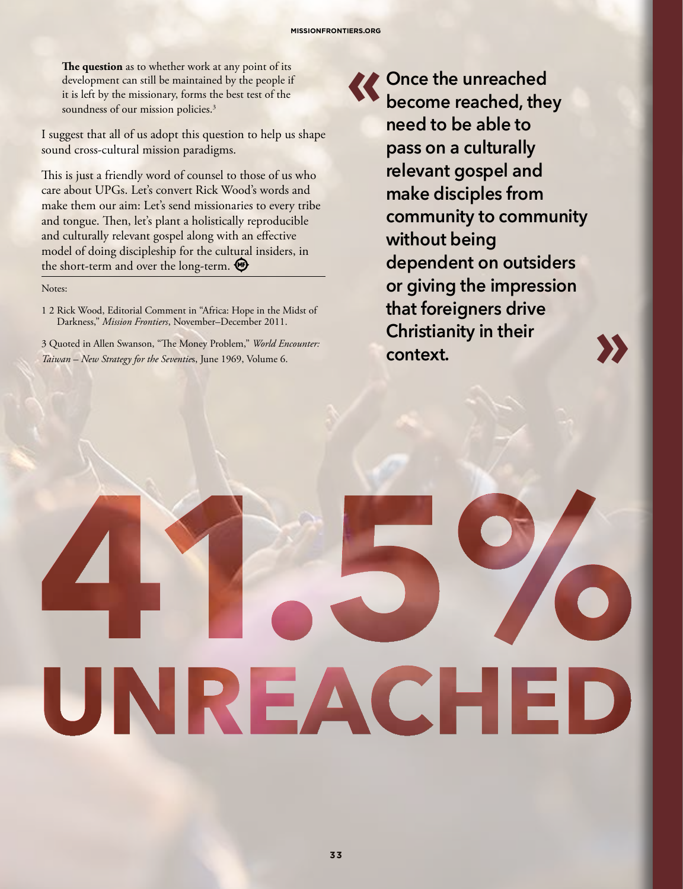**The question** as to whether work at any point of its development can still be maintained by the people if it is left by the missionary, forms the best test of the soundness of our mission policies.[3]

I suggest that all of us adopt this question to help us shape sound cross-cultural mission paradigms.

This is just a friendly word of counsel to those of us who care about UPGs. Let's convert Rick Wood's words and make them our aim: Let's send missionaries to every tribe and tongue. Then, let's plant a holistically reproducible and culturally relevant gospel along with an effective model of doing discipleship for the cultural insiders, in the short-term and over the long-term.

> « Once the unreached become reached, they need to be able to pass on a culturally relevant gospel and make disciples from community to community without being dependent on outsiders or giving the impression that foreigners drive Christianity in their context. »

Notes:

1 2 Rick Wood, Editorial Comment in "Africa: Hope in the Midst of Darkness," *Mission Frontiers*, November–December 2011.

3 Quoted in Allen Swanson, "The Money Problem," *World Encounter: Taiwan – New Strategy for the Seventies*, June 1969, Volume 6.

# 41.5% UNREACHED